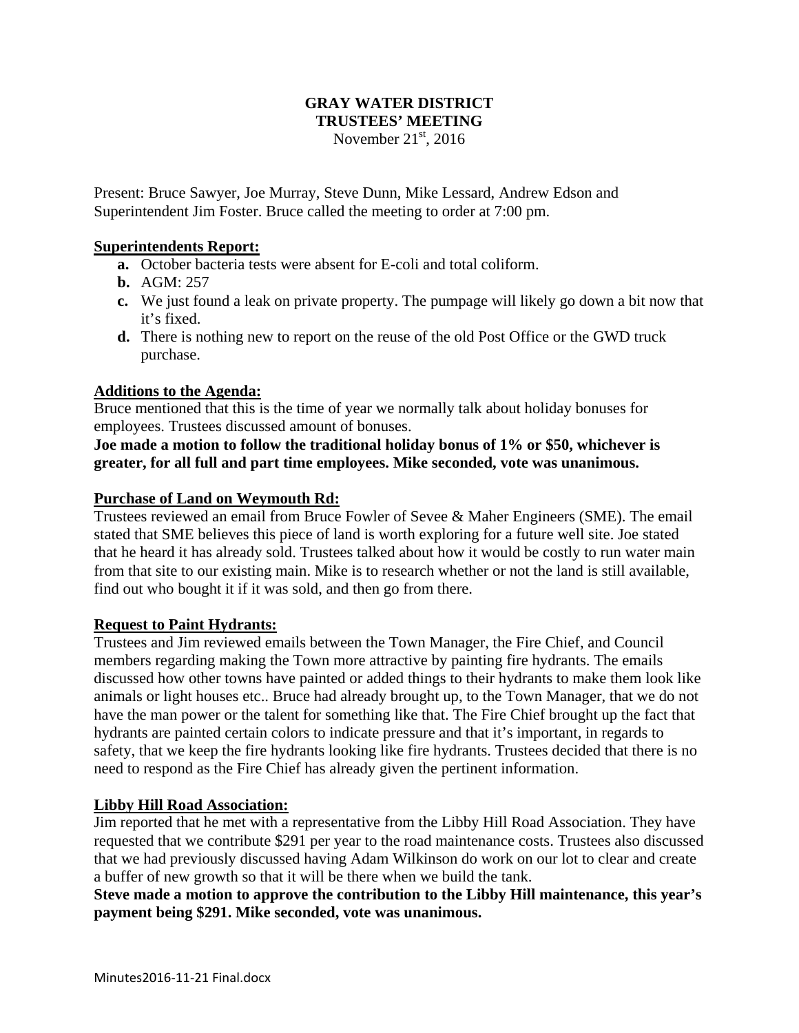# GRAY WATER DISTRICT
# TRUSTEES' MEETING
November 21st, 2016

Present: Bruce Sawyer, Joe Murray, Steve Dunn, Mike Lessard, Andrew Edson and Superintendent Jim Foster. Bruce called the meeting to order at 7:00 pm.

## Superintendents Report:

- **a.** October bacteria tests were absent for E-coli and total coliform.
- **b.** AGM: 257
- **c.** We just found a leak on private property. The pumpage will likely go down a bit now that it's fixed.
- **d.** There is nothing new to report on the reuse of the old Post Office or the GWD truck purchase.

## Additions to the Agenda:

Bruce mentioned that this is the time of year we normally talk about holiday bonuses for employees. Trustees discussed amount of bonuses.

**Joe made a motion to follow the traditional holiday bonus of 1% or $50, whichever is greater, for all full and part time employees. Mike seconded, vote was unanimous.**

## Purchase of Land on Weymouth Rd:

Trustees reviewed an email from Bruce Fowler of Sevee & Maher Engineers (SME). The email stated that SME believes this piece of land is worth exploring for a future well site. Joe stated that he heard it has already sold. Trustees talked about how it would be costly to run water main from that site to our existing main. Mike is to research whether or not the land is still available, find out who bought it if it was sold, and then go from there.

## Request to Paint Hydrants:

Trustees and Jim reviewed emails between the Town Manager, the Fire Chief, and Council members regarding making the Town more attractive by painting fire hydrants. The emails discussed how other towns have painted or added things to their hydrants to make them look like animals or light houses etc.. Bruce had already brought up, to the Town Manager, that we do not have the man power or the talent for something like that. The Fire Chief brought up the fact that hydrants are painted certain colors to indicate pressure and that it's important, in regards to safety, that we keep the fire hydrants looking like fire hydrants. Trustees decided that there is no need to respond as the Fire Chief has already given the pertinent information.

## Libby Hill Road Association:

Jim reported that he met with a representative from the Libby Hill Road Association. They have requested that we contribute $291 per year to the road maintenance costs. Trustees also discussed that we had previously discussed having Adam Wilkinson do work on our lot to clear and create a buffer of new growth so that it will be there when we build the tank.

**Steve made a motion to approve the contribution to the Libby Hill maintenance, this year's payment being $291. Mike seconded, vote was unanimous.**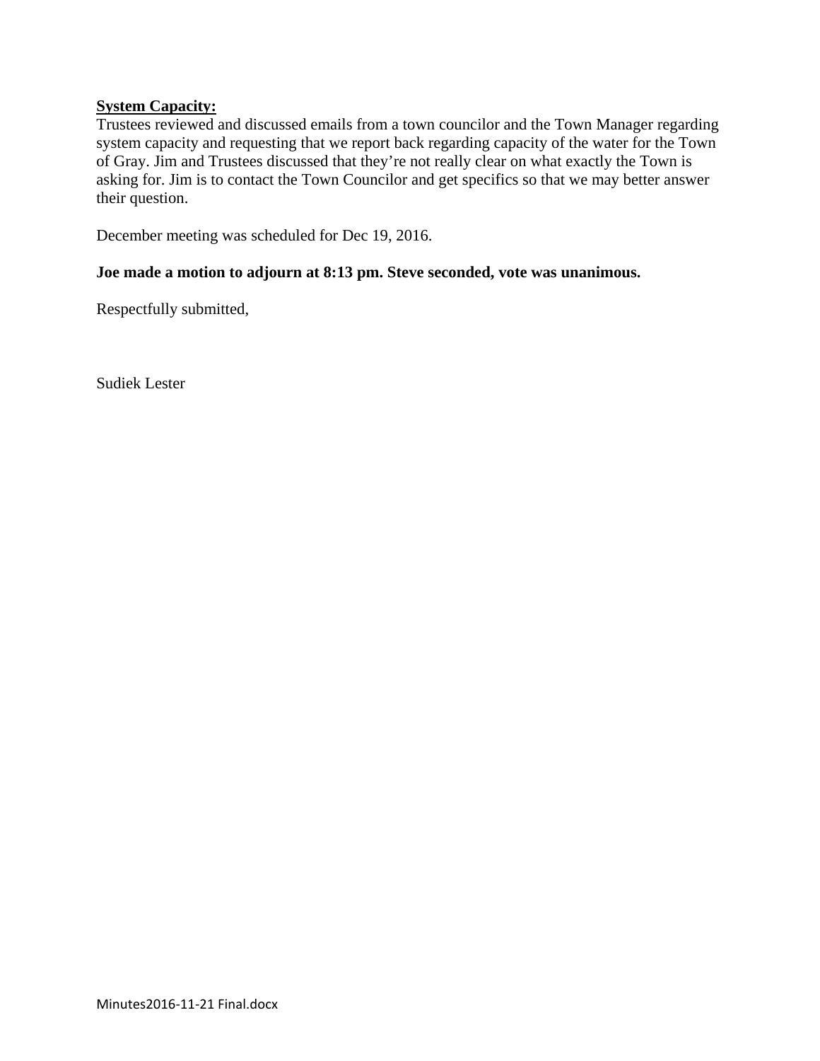**System Capacity:**
Trustees reviewed and discussed emails from a town councilor and the Town Manager regarding system capacity and requesting that we report back regarding capacity of the water for the Town of Gray. Jim and Trustees discussed that they're not really clear on what exactly the Town is asking for. Jim is to contact the Town Councilor and get specifics so that we may better answer their question.

December meeting was scheduled for Dec 19, 2016.

**Joe made a motion to adjourn at 8:13 pm. Steve seconded, vote was unanimous.**

Respectfully submitted,

Sudiek Lester